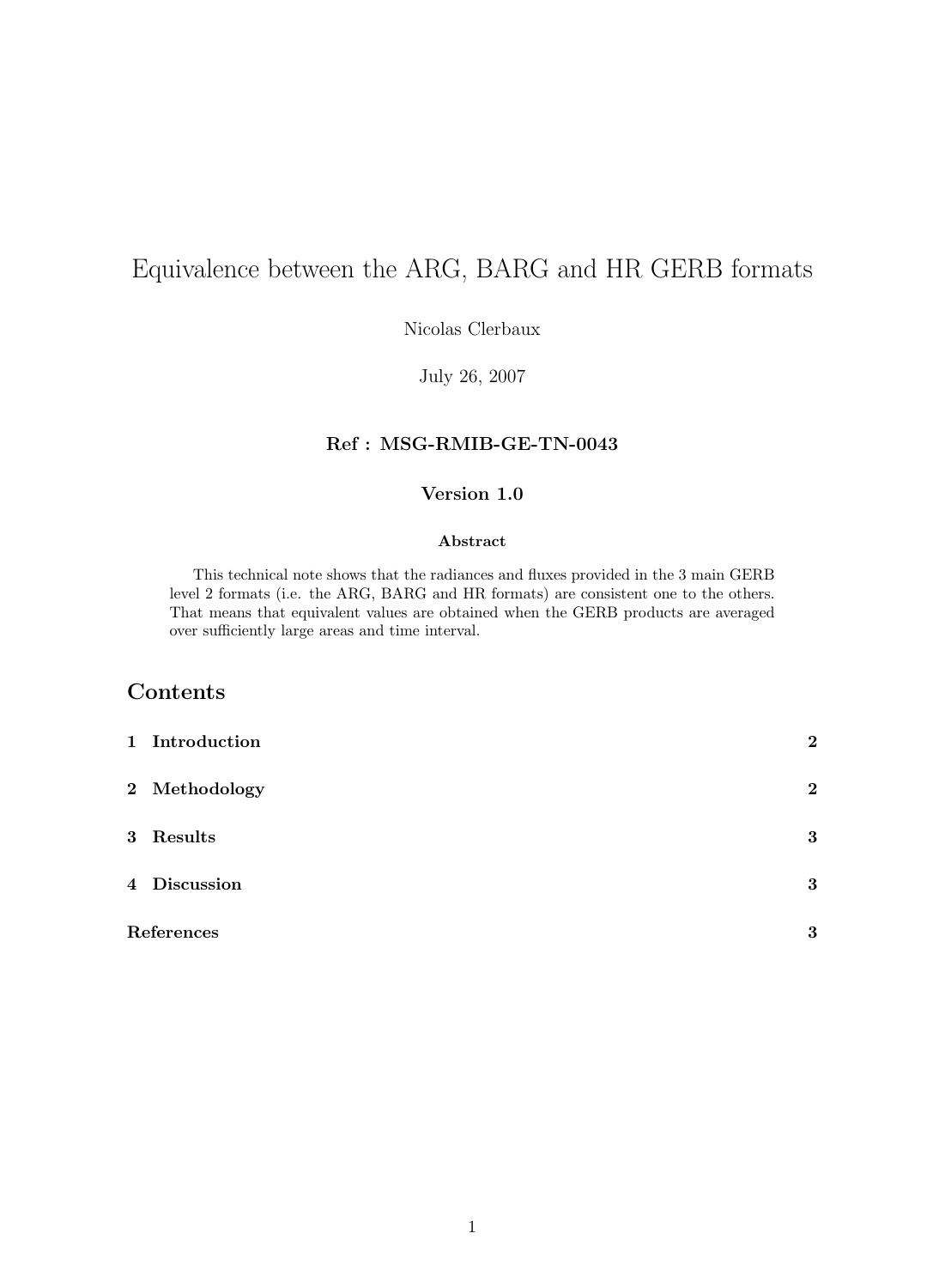# Equivalence between the ARG, BARG and HR GERB formats

Nicolas Clerbaux

July 26, 2007

**Ref : MSG-RMIB-GE-TN-0043**

**Version 1.0**

**Abstract**

This technical note shows that the radiances and fluxes provided in the 3 main GERB level 2 formats (i.e. the ARG, BARG and HR formats) are consistent one to the others. That means that equivalent values are obtained when the GERB products are averaged over sufficiently large areas and time interval.

## Contents

| | |
|---|---|
| **1 Introduction** | **2** |
| **2 Methodology** | **2** |
| **3 Results** | **3** |
| **4 Discussion** | **3** |
| **References** | **3** |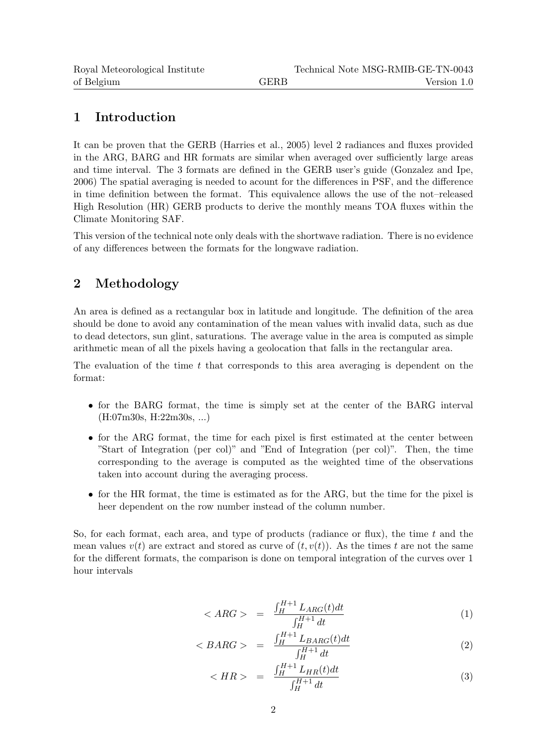# 1 Introduction

It can be proven that the GERB (Harries et al., 2005) level 2 radiances and fluxes provided in the ARG, BARG and HR formats are similar when averaged over sufficiently large areas and time interval. The 3 formats are defined in the GERB user's guide (Gonzalez and Ipe, 2006) The spatial averaging is needed to acount for the differences in PSF, and the difference in time definition between the format. This equivalence allows the use of the not–released High Resolution (HR) GERB products to derive the monthly means TOA fluxes within the Climate Monitoring SAF.

This version of the technical note only deals with the shortwave radiation. There is no evidence of any differences between the formats for the longwave radiation.

# 2 Methodology

An area is defined as a rectangular box in latitude and longitude. The definition of the area should be done to avoid any contamination of the mean values with invalid data, such as due to dead detectors, sun glint, saturations. The average value in the area is computed as simple arithmetic mean of all the pixels having a geolocation that falls in the rectangular area.

The evaluation of the time $t$ that corresponds to this area averaging is dependent on the format:

- for the BARG format, the time is simply set at the center of the BARG interval (H:07m30s, H:22m30s, ...)
- for the ARG format, the time for each pixel is first estimated at the center between "Start of Integration (per col)" and "End of Integration (per col)". Then, the time corresponding to the average is computed as the weighted time of the observations taken into account during the averaging process.
- for the HR format, the time is estimated as for the ARG, but the time for the pixel is heer dependent on the row number instead of the column number.

So, for each format, each area, and type of products (radiance or flux), the time $t$ and the mean values $v(t)$ are extract and stored as curve of $(t, v(t))$. As the times $t$ are not the same for the different formats, the comparison is done on temporal integration of the curves over 1 hour intervals

$$< ARG > \quad = \quad \frac{\int_H^{H+1} L_{ARG}(t)dt}{\int_H^{H+1} dt} \tag{1}$$

$$< BARG > \quad = \quad \frac{\int_H^{H+1} L_{BARG}(t)dt}{\int_H^{H+1} dt} \tag{2}$$

$$< HR > \quad = \quad \frac{\int_H^{H+1} L_{HR}(t)dt}{\int_H^{H+1} dt} \tag{3}$$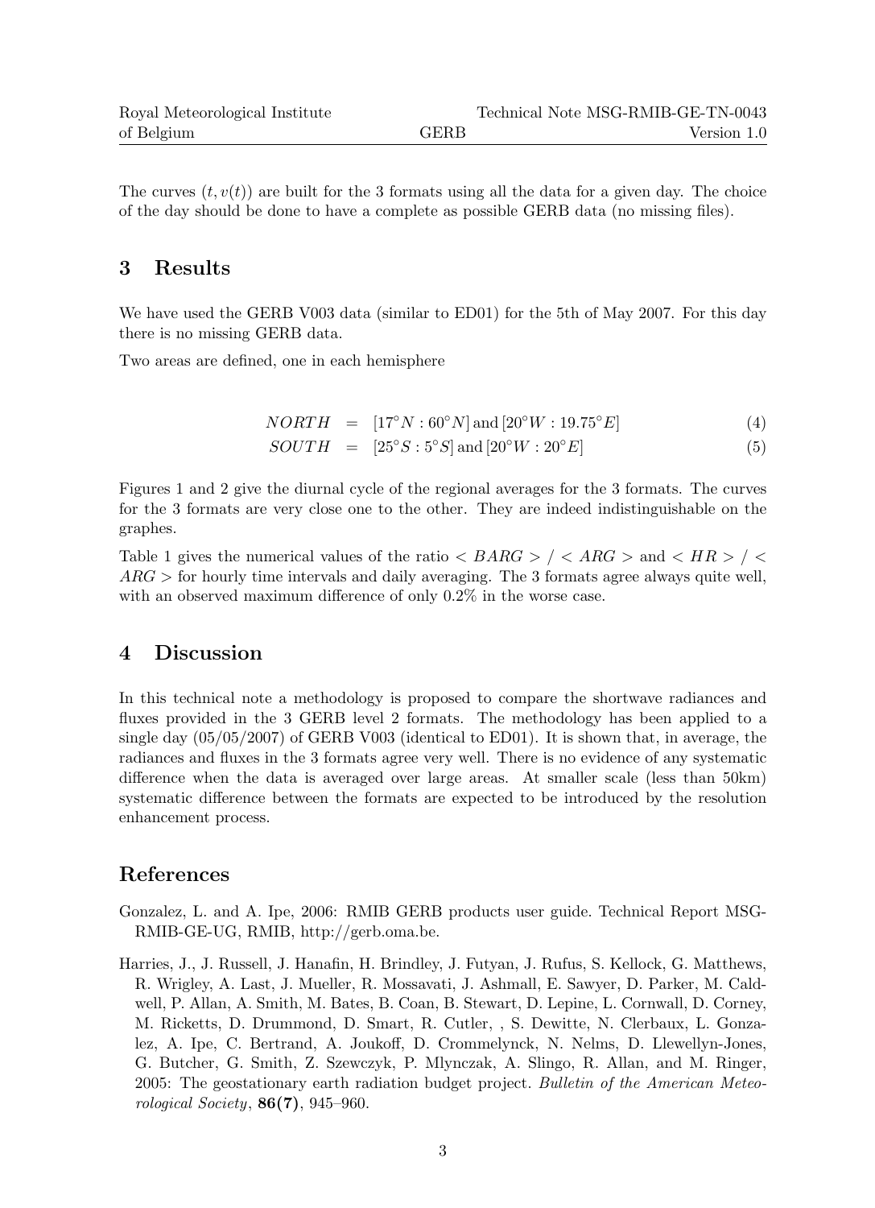The curves $(t, v(t))$ are built for the 3 formats using all the data for a given day. The choice of the day should be done to have a complete as possible GERB data (no missing files).

## 3 Results

We have used the GERB V003 data (similar to ED01) for the 5th of May 2007. For this day there is no missing GERB data.

Two areas are defined, one in each hemisphere

$$NORTH = [17^\circ N : 60^\circ N] \text{ and } [20^\circ W : 19.75^\circ E] \tag{4}$$

$$SOUTH = [25^\circ S : 5^\circ S] \text{ and } [20^\circ W : 20^\circ E] \tag{5}$$

Figures 1 and 2 give the diurnal cycle of the regional averages for the 3 formats. The curves for the 3 formats are very close one to the other. They are indeed indistinguishable on the graphes.

Table 1 gives the numerical values of the ratio $< BARG > / < ARG >$ and $< HR > / < ARG >$ for hourly time intervals and daily averaging. The 3 formats agree always quite well, with an observed maximum difference of only 0.2% in the worse case.

## 4 Discussion

In this technical note a methodology is proposed to compare the shortwave radiances and fluxes provided in the 3 GERB level 2 formats. The methodology has been applied to a single day (05/05/2007) of GERB V003 (identical to ED01). It is shown that, in average, the radiances and fluxes in the 3 formats agree very well. There is no evidence of any systematic difference when the data is averaged over large areas. At smaller scale (less than 50km) systematic difference between the formats are expected to be introduced by the resolution enhancement process.

## References

Gonzalez, L. and A. Ipe, 2006: RMIB GERB products user guide. Technical Report MSG-RMIB-GE-UG, RMIB, http://gerb.oma.be.

Harries, J., J. Russell, J. Hanafin, H. Brindley, J. Futyan, J. Rufus, S. Kellock, G. Matthews, R. Wrigley, A. Last, J. Mueller, R. Mossavati, J. Ashmall, E. Sawyer, D. Parker, M. Caldwell, P. Allan, A. Smith, M. Bates, B. Coan, B. Stewart, D. Lepine, L. Cornwall, D. Corney, M. Ricketts, D. Drummond, D. Smart, R. Cutler, , S. Dewitte, N. Clerbaux, L. Gonzalez, A. Ipe, C. Bertrand, A. Joukoff, D. Crommelynck, N. Nelms, D. Llewellyn-Jones, G. Butcher, G. Smith, Z. Szewczyk, P. Mlynczak, A. Slingo, R. Allan, and M. Ringer, 2005: The geostationary earth radiation budget project. *Bulletin of the American Meteorological Society*, **86(7)**, 945–960.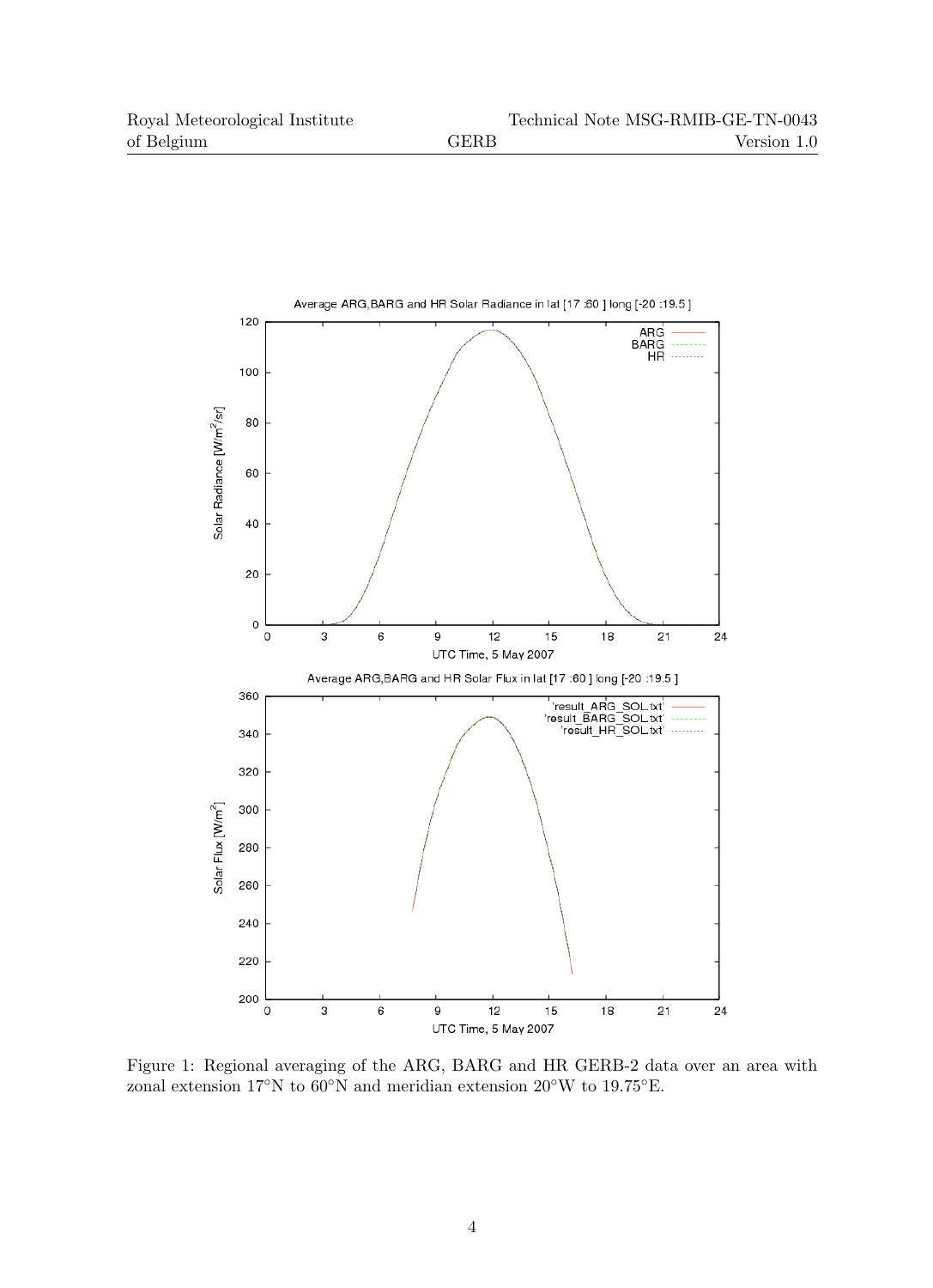Figure 1: Regional averaging of the ARG, BARG and HR GERB-2 data over an area with zonal extension 17°N to 60°N and meridian extension 20°W to 19.75°E.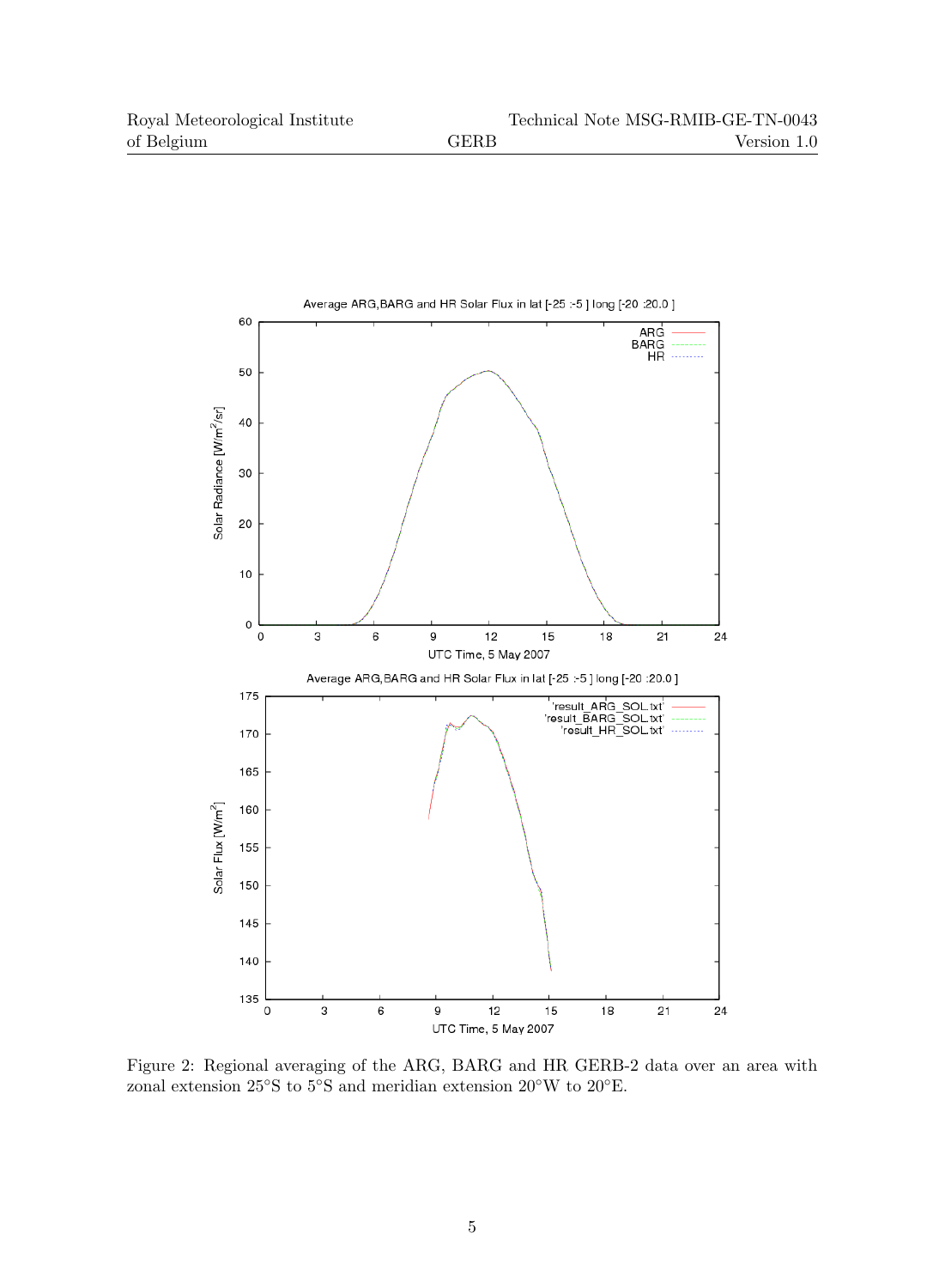Figure 2: Regional averaging of the ARG, BARG and HR GERB-2 data over an area with zonal extension 25°S to 5°S and meridian extension 20°W to 20°E.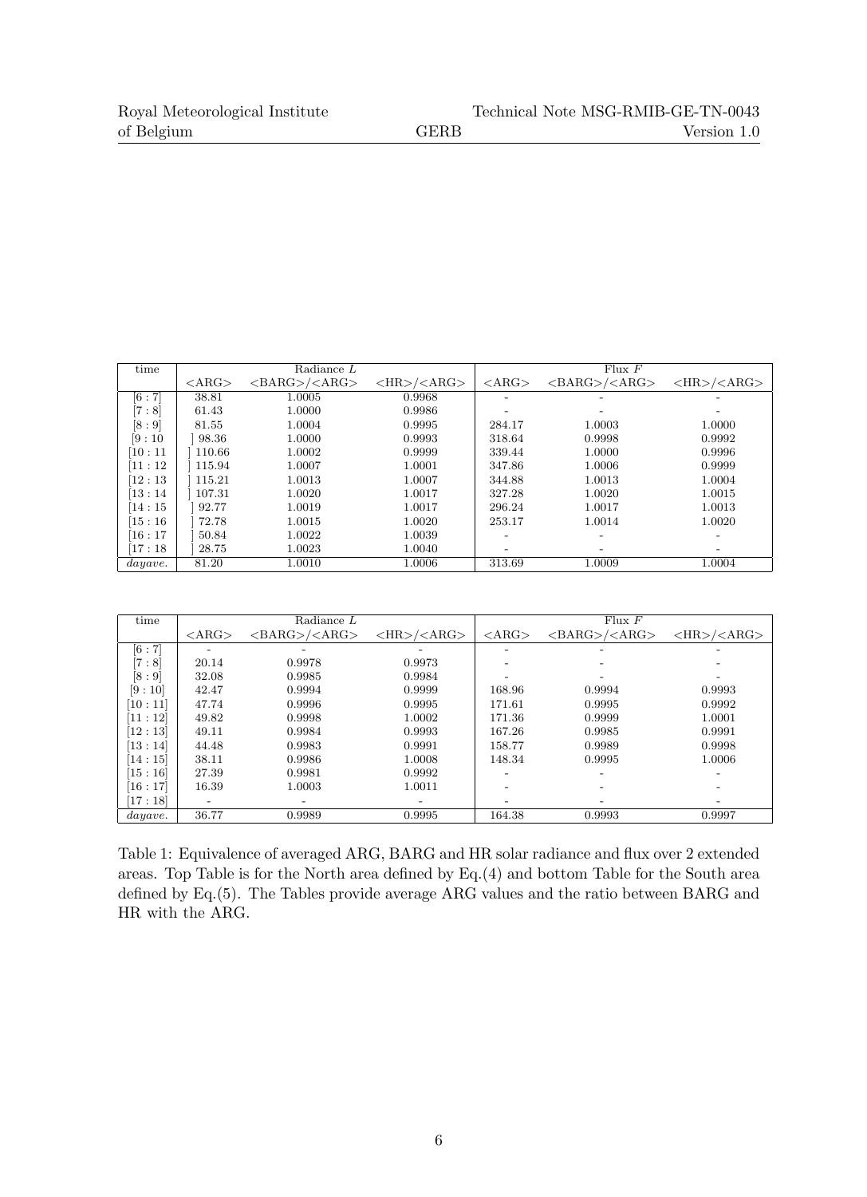| time | Radiance $L$ | | | Flux $F$ | | |
|---|---|---|---|---|---|---|
| | <ARG> | <BARG>/<ARG> | <HR>/<ARG> | <ARG> | <BARG>/<ARG> | <HR>/<ARG> |
| [6 : 7] | 38.81 | 1.0005 | 0.9968 | - | - | - |
| [7 : 8] | 61.43 | 1.0000 | 0.9986 | - | - | - |
| [8 : 9] | 81.55 | 1.0004 | 0.9995 | 284.17 | 1.0003 | 1.0000 |
| [9 : 10] | 98.36 | 1.0000 | 0.9993 | 318.64 | 0.9998 | 0.9992 |
| [10 : 11] | 110.66 | 1.0002 | 0.9999 | 339.44 | 1.0000 | 0.9996 |
| [11 : 12] | 115.94 | 1.0007 | 1.0001 | 347.86 | 1.0006 | 0.9999 |
| [12 : 13] | 115.21 | 1.0013 | 1.0007 | 344.88 | 1.0013 | 1.0004 |
| [13 : 14] | 107.31 | 1.0020 | 1.0017 | 327.28 | 1.0020 | 1.0015 |
| [14 : 15] | 92.77 | 1.0019 | 1.0017 | 296.24 | 1.0017 | 1.0013 |
| [15 : 16] | 72.78 | 1.0015 | 1.0020 | 253.17 | 1.0014 | 1.0020 |
| [16 : 17] | 50.84 | 1.0022 | 1.0039 | - | - | - |
| [17 : 18] | 28.75 | 1.0023 | 1.0040 | - | - | - |
| *dayave.* | 81.20 | 1.0010 | 1.0006 | 313.69 | 1.0009 | 1.0004 |

| time | Radiance $L$ | | | Flux $F$ | | |
|---|---|---|---|---|---|---|
| | <ARG> | <BARG>/<ARG> | <HR>/<ARG> | <ARG> | <BARG>/<ARG> | <HR>/<ARG> |
| [6 : 7] | - | - | - | - | - | - |
| [7 : 8] | 20.14 | 0.9978 | 0.9973 | - | - | - |
| [8 : 9] | 32.08 | 0.9985 | 0.9984 | - | - | - |
| [9 : 10] | 42.47 | 0.9994 | 0.9999 | 168.96 | 0.9994 | 0.9993 |
| [10 : 11] | 47.74 | 0.9996 | 0.9995 | 171.61 | 0.9995 | 0.9992 |
| [11 : 12] | 49.82 | 0.9998 | 1.0002 | 171.36 | 0.9999 | 1.0001 |
| [12 : 13] | 49.11 | 0.9984 | 0.9993 | 167.26 | 0.9985 | 0.9991 |
| [13 : 14] | 44.48 | 0.9983 | 0.9991 | 158.77 | 0.9989 | 0.9998 |
| [14 : 15] | 38.11 | 0.9986 | 1.0008 | 148.34 | 0.9995 | 1.0006 |
| [15 : 16] | 27.39 | 0.9981 | 0.9992 | - | - | - |
| [16 : 17] | 16.39 | 1.0003 | 1.0011 | - | - | - |
| [17 : 18] | - | - | - | - | - | - |
| *dayave.* | 36.77 | 0.9989 | 0.9995 | 164.38 | 0.9993 | 0.9997 |

Table 1: Equivalence of averaged ARG, BARG and HR solar radiance and flux over 2 extended areas. Top Table is for the North area defined by Eq.(4) and bottom Table for the South area defined by Eq.(5). The Tables provide average ARG values and the ratio between BARG and HR with the ARG.